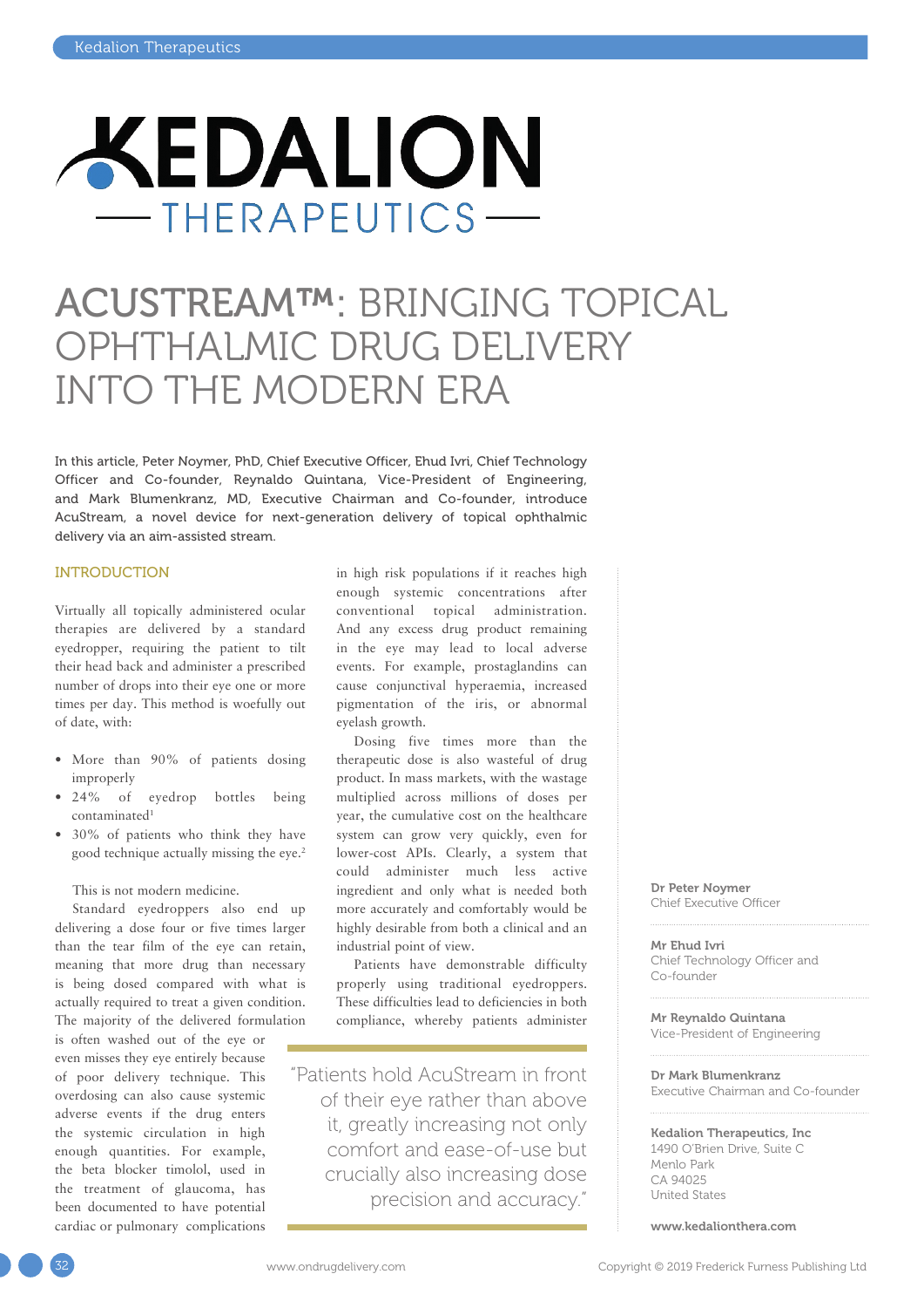# ACUSTREAM™: BRINGING TOPICAL OPHTHALMIC DRUG DELIVERY INTO THE MODERN ERA

In this article, Peter Noymer, PhD, Chief Executive Officer, Ehud Ivri, Chief Technology Officer and Co-founder, Reynaldo Quintana, Vice-President of Engineering, and Mark Blumenkranz, MD, Executive Chairman and Co-founder, introduce AcuStream, a novel device for next-generation delivery of topical ophthalmic delivery via an aim-assisted stream.

## INTRODUCTION

Virtually all topically administered ocular therapies are delivered by a standard eyedropper, requiring the patient to tilt their head back and administer a prescribed number of drops into their eye one or more times per day. This method is woefully out of date, with:

- More than 90% of patients dosing improperly
- 24% of eyedrop bottles being contaminated[1]
- 30% of patients who think they have good technique actually missing the eye.[2]

This is not modern medicine.

Standard eyedroppers also end up delivering a dose four or five times larger than the tear film of the eye can retain, meaning that more drug than necessary is being dosed compared with what is actually required to treat a given condition. The majority of the delivered formulation is often washed out of the eye or even misses they eye entirely because of poor delivery technique. This overdosing can also cause systemic adverse events if the drug enters the systemic circulation in high enough quantities. For example, the beta blocker timolol, used in the treatment of glaucoma, has been documented to have potential cardiac or pulmonary complications in high risk populations if it reaches high enough systemic concentrations after conventional topical administration. And any excess drug product remaining in the eye may lead to local adverse events. For example, prostaglandins can cause conjunctival hyperaemia, increased pigmentation of the iris, or abnormal eyelash growth.

Dosing five times more than the therapeutic dose is also wasteful of drug product. In mass markets, with the wastage multiplied across millions of doses per year, the cumulative cost on the healthcare system can grow very quickly, even for lower-cost APIs. Clearly, a system that could administer much less active ingredient and only what is needed both more accurately and comfortably would be highly desirable from both a clinical and an industrial point of view.

Patients have demonstrable difficulty properly using traditional eyedroppers. These difficulties lead to deficiencies in both compliance, whereby patients administer

> "Patients hold AcuStream in front of their eye rather than above it, greatly increasing not only comfort and ease-of-use but crucially also increasing dose precision and accuracy."

**Dr Peter Noymer**
Chief Executive Officer

**Mr Ehud Ivri**
Chief Technology Officer and Co-founder

**Mr Reynaldo Quintana**
Vice-President of Engineering

**Dr Mark Blumenkranz**
Executive Chairman and Co-founder

**Kedalion Therapeutics, Inc**
1490 O'Brien Drive, Suite C
Menlo Park
CA 94025
United States

**www.kedalionthera.com**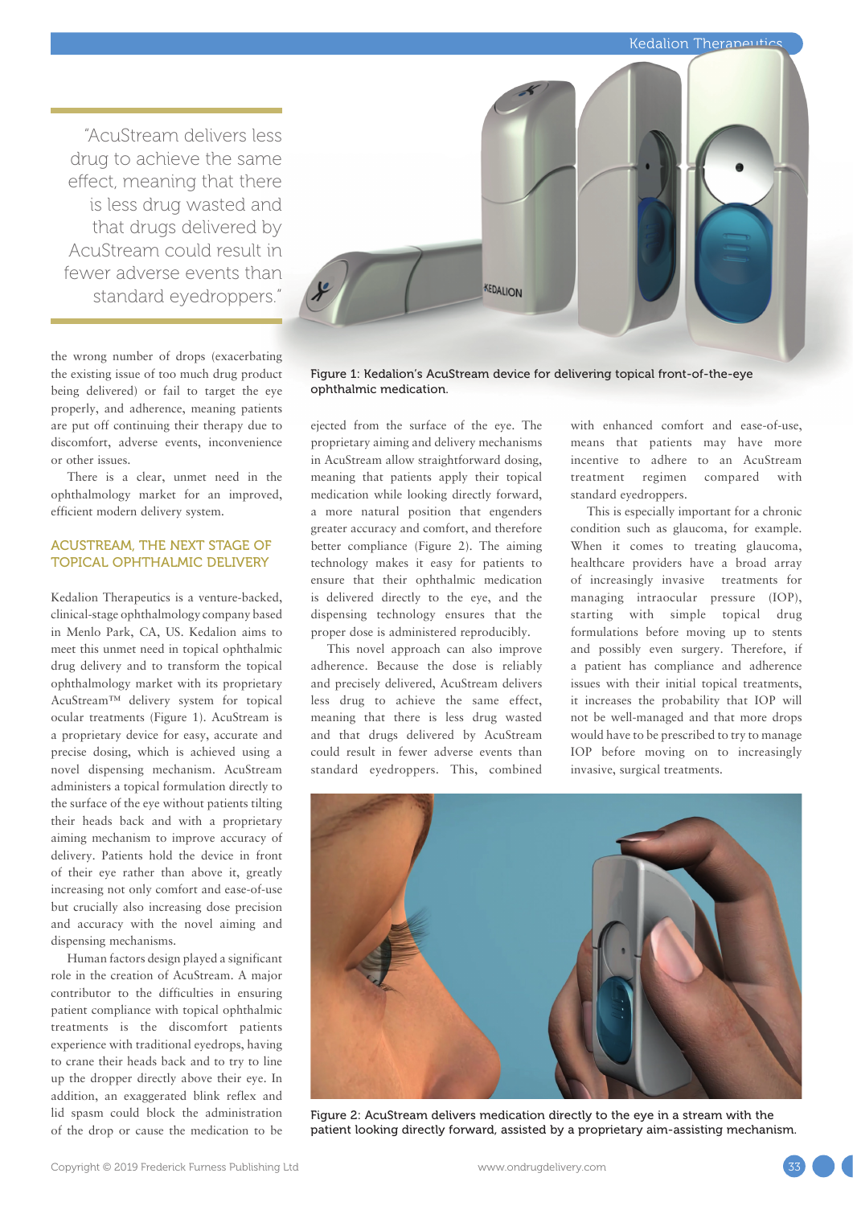> "AcuStream delivers less drug to achieve the same effect, meaning that there is less drug wasted and that drugs delivered by AcuStream could result in fewer adverse events than standard eyedroppers."

the wrong number of drops (exacerbating the existing issue of too much drug product being delivered) or fail to target the eye properly, and adherence, meaning patients are put off continuing their therapy due to discomfort, adverse events, inconvenience or other issues.

There is a clear, unmet need in the ophthalmology market for an improved, efficient modern delivery system.

## ACUSTREAM, THE NEXT STAGE OF TOPICAL OPHTHALMIC DELIVERY

Kedalion Therapeutics is a venture-backed, clinical-stage ophthalmology company based in Menlo Park, CA, US. Kedalion aims to meet this unmet need in topical ophthalmic drug delivery and to transform the topical ophthalmology market with its proprietary AcuStream™ delivery system for topical ocular treatments (Figure 1). AcuStream is a proprietary device for easy, accurate and precise dosing, which is achieved using a novel dispensing mechanism. AcuStream administers a topical formulation directly to the surface of the eye without patients tilting their heads back and with a proprietary aiming mechanism to improve accuracy of delivery. Patients hold the device in front of their eye rather than above it, greatly increasing not only comfort and ease-of-use but crucially also increasing dose precision and accuracy with the novel aiming and dispensing mechanisms.

Human factors design played a significant role in the creation of AcuStream. A major contributor to the difficulties in ensuring patient compliance with topical ophthalmic treatments is the discomfort patients experience with traditional eyedrops, having to crane their heads back and to try to line up the dropper directly above their eye. In addition, an exaggerated blink reflex and lid spasm could block the administration of the drop or cause the medication to be ejected from the surface of the eye. The proprietary aiming and delivery mechanisms in AcuStream allow straightforward dosing, meaning that patients apply their topical medication while looking directly forward, a more natural position that engenders greater accuracy and comfort, and therefore better compliance (Figure 2). The aiming technology makes it easy for patients to ensure that their ophthalmic medication is delivered directly to the eye, and the dispensing technology ensures that the proper dose is administered reproducibly.

Figure 1: Kedalion's AcuStream device for delivering topical front-of-the-eye ophthalmic medication.

This novel approach can also improve adherence. Because the dose is reliably and precisely delivered, AcuStream delivers less drug to achieve the same effect, meaning that there is less drug wasted and that drugs delivered by AcuStream could result in fewer adverse events than standard eyedroppers. This, combined with enhanced comfort and ease-of-use, means that patients may have more incentive to adhere to an AcuStream treatment regimen compared with standard eyedroppers.

This is especially important for a chronic condition such as glaucoma, for example. When it comes to treating glaucoma, healthcare providers have a broad array of increasingly invasive treatments for managing intraocular pressure (IOP), starting with simple topical drug formulations before moving up to stents and possibly even surgery. Therefore, if a patient has compliance and adherence issues with their initial topical treatments, it increases the probability that IOP will not be well-managed and that more drops would have to be prescribed to try to manage IOP before moving on to increasingly invasive, surgical treatments.

Figure 2: AcuStream delivers medication directly to the eye in a stream with the patient looking directly forward, assisted by a proprietary aim-assisting mechanism.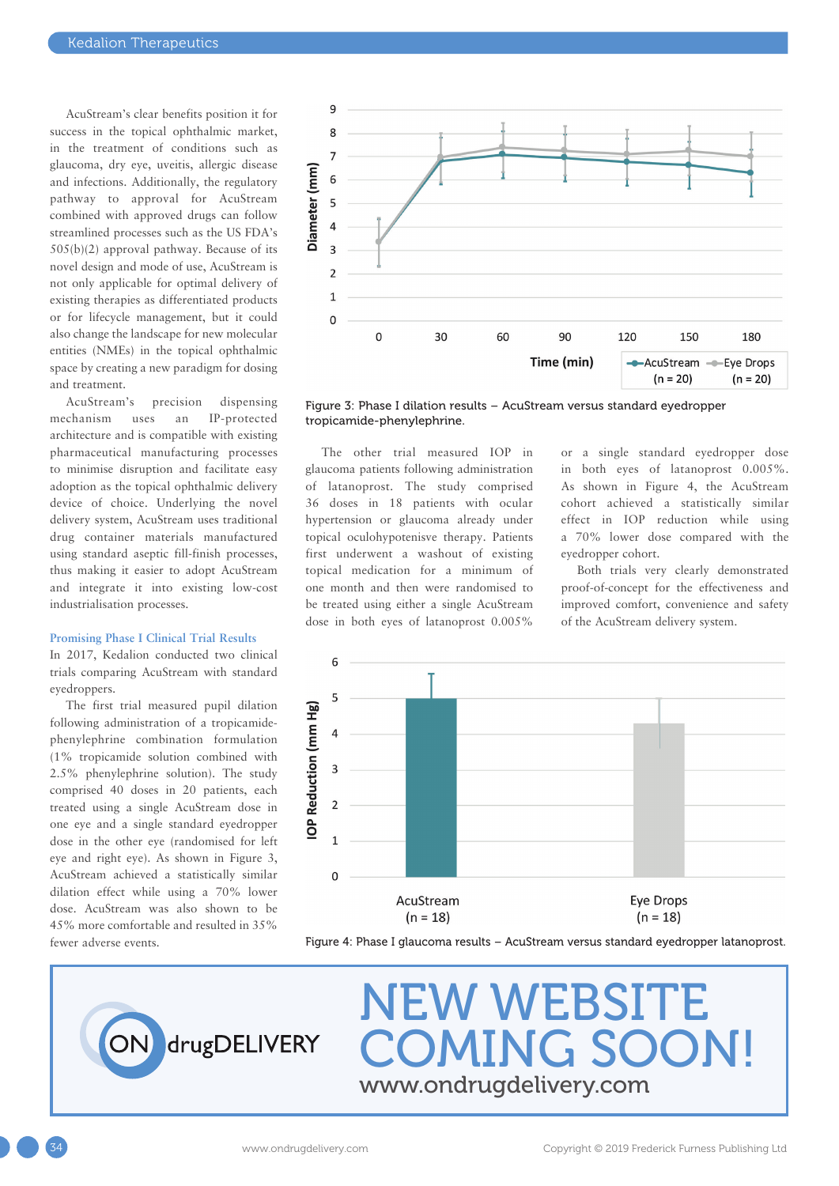AcuStream's clear benefits position it for success in the topical ophthalmic market, in the treatment of conditions such as glaucoma, dry eye, uveitis, allergic disease and infections. Additionally, the regulatory pathway to approval for AcuStream combined with approved drugs can follow streamlined processes such as the US FDA's 505(b)(2) approval pathway. Because of its novel design and mode of use, AcuStream is not only applicable for optimal delivery of existing therapies as differentiated products or for lifecycle management, but it could also change the landscape for new molecular entities (NMEs) in the topical ophthalmic space by creating a new paradigm for dosing and treatment.

AcuStream's precision dispensing mechanism uses an IP-protected architecture and is compatible with existing pharmaceutical manufacturing processes to minimise disruption and facilitate easy adoption as the topical ophthalmic delivery device of choice. Underlying the novel delivery system, AcuStream uses traditional drug container materials manufactured using standard aseptic fill-finish processes, thus making it easier to adopt AcuStream and integrate it into existing low-cost industrialisation processes.

### Promising Phase I Clinical Trial Results

In 2017, Kedalion conducted two clinical trials comparing AcuStream with standard eyedroppers.

The first trial measured pupil dilation following administration of a tropicamide-phenylephrine combination formulation (1% tropicamide solution combined with 2.5% phenylephrine solution). The study comprised 40 doses in 20 patients, each treated using a single AcuStream dose in one eye and a single standard eyedropper dose in the other eye (randomised for left eye and right eye). As shown in Figure 3, AcuStream achieved a statistically similar dilation effect while using a 70% lower dose. AcuStream was also shown to be 45% more comfortable and resulted in 35% fewer adverse events.

Diameter (mm)
9
8
7
6
5
4
3
2
1
0
0 30 60 90 120 150 180
Time (min)
AcuStream (n = 20)
Eye Drops (n = 20)

Figure 3: Phase I dilation results – AcuStream versus standard eyedropper tropicamide-phenylephrine.

The other trial measured IOP in glaucoma patients following administration of latanoprost. The study comprised 36 doses in 18 patients with ocular hypertension or glaucoma already under topical oculohypotensive therapy. Patients first underwent a washout of existing topical medication for a minimum of one month and then were randomised to be treated using either a single AcuStream dose in both eyes of latanoprost 0.005% or a single standard eyedropper dose in both eyes of latanoprost 0.005%. As shown in Figure 4, the AcuStream cohort achieved a statistically similar effect in IOP reduction while using a 70% lower dose compared with the eyedropper cohort.

Both trials very clearly demonstrated proof-of-concept for the effectiveness and improved comfort, convenience and safety of the AcuStream delivery system.

IOP Reduction (mm Hg)
6
5
4
3
2
1
0
AcuStream (n = 18)
Eye Drops (n = 18)

Figure 4: Phase I glaucoma results – AcuStream versus standard eyedropper latanoprost.

ON drugDELIVERY

NEW WEBSITE COMING SOON!

www.ondrugdelivery.com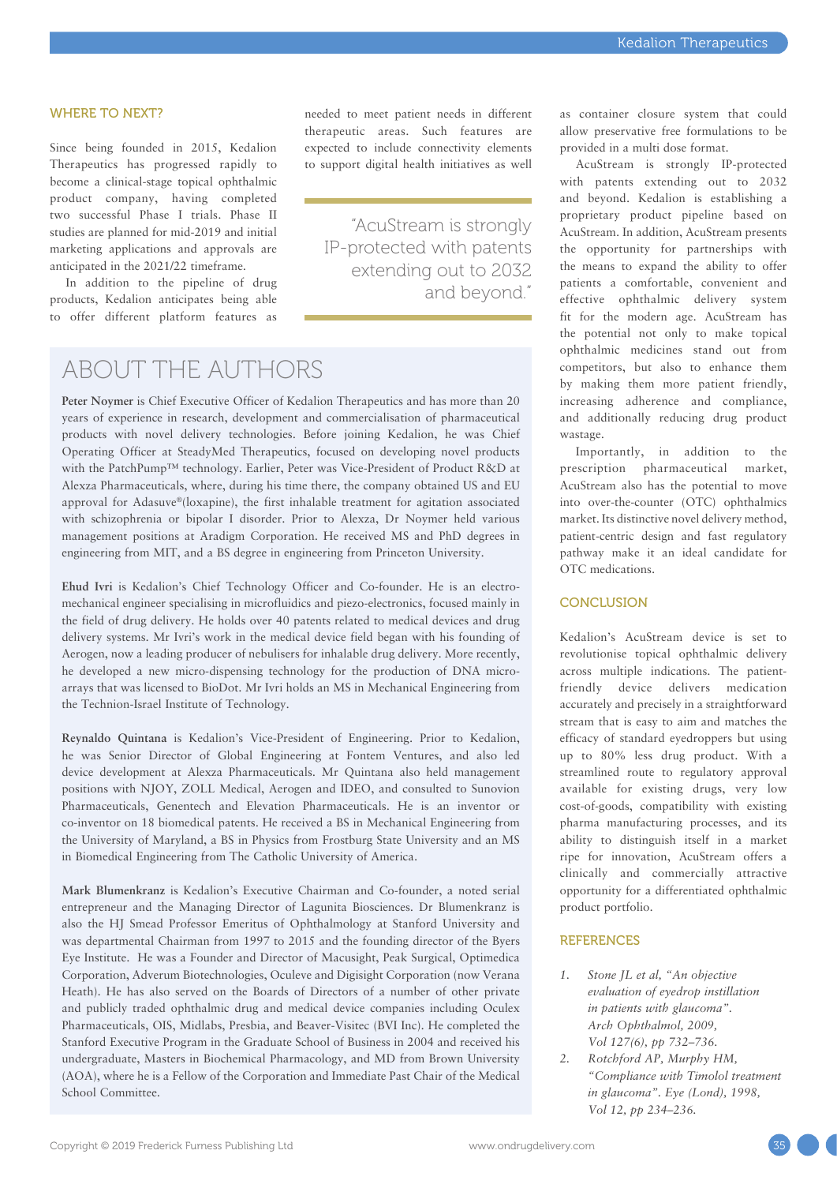## WHERE TO NEXT?

Since being founded in 2015, Kedalion Therapeutics has progressed rapidly to become a clinical-stage topical ophthalmic product company, having completed two successful Phase I trials. Phase II studies are planned for mid-2019 and initial marketing applications and approvals are anticipated in the 2021/22 timeframe.

In addition to the pipeline of drug products, Kedalion anticipates being able to offer different platform features as needed to meet patient needs in different therapeutic areas. Such features are expected to include connectivity elements to support digital health initiatives as well as container closure system that could allow preservative free formulations to be provided in a multi dose format.

> "AcuStream is strongly IP-protected with patents extending out to 2032 and beyond."

AcuStream is strongly IP-protected with patents extending out to 2032 and beyond. Kedalion is establishing a proprietary product pipeline based on AcuStream. In addition, AcuStream presents the opportunity for partnerships with the means to expand the ability to offer patients a comfortable, convenient and effective ophthalmic delivery system fit for the modern age. AcuStream has the potential not only to make topical ophthalmic medicines stand out from competitors, but also to enhance them by making them more patient friendly, increasing adherence and compliance, and additionally reducing drug product wastage.

Importantly, in addition to the prescription pharmaceutical market, AcuStream also has the potential to move into over-the-counter (OTC) ophthalmics market. Its distinctive novel delivery method, patient-centric design and fast regulatory pathway make it an ideal candidate for OTC medications.

## CONCLUSION

Kedalion's AcuStream device is set to revolutionise topical ophthalmic delivery across multiple indications. The patient-friendly device delivers medication accurately and precisely in a straightforward stream that is easy to aim and matches the efficacy of standard eyedroppers but using up to 80% less drug product. With a streamlined route to regulatory approval available for existing drugs, very low cost-of-goods, compatibility with existing pharma manufacturing processes, and its ability to distinguish itself in a market ripe for innovation, AcuStream offers a clinically and commercially attractive opportunity for a differentiated ophthalmic product portfolio.

## ABOUT THE AUTHORS

**Peter Noymer** is Chief Executive Officer of Kedalion Therapeutics and has more than 20 years of experience in research, development and commercialisation of pharmaceutical products with novel delivery technologies. Before joining Kedalion, he was Chief Operating Officer at SteadyMed Therapeutics, focused on developing novel products with the PatchPump™ technology. Earlier, Peter was Vice-President of Product R&D at Alexza Pharmaceuticals, where, during his time there, the company obtained US and EU approval for Adasuve®(loxapine), the first inhalable treatment for agitation associated with schizophrenia or bipolar I disorder. Prior to Alexza, Dr Noymer held various management positions at Aradigm Corporation. He received MS and PhD degrees in engineering from MIT, and a BS degree in engineering from Princeton University.

**Ehud Ivri** is Kedalion's Chief Technology Officer and Co-founder. He is an electro-mechanical engineer specialising in microfluidics and piezo-electronics, focused mainly in the field of drug delivery. He holds over 40 patents related to medical devices and drug delivery systems. Mr Ivri's work in the medical device field began with his founding of Aerogen, now a leading producer of nebulisers for inhalable drug delivery. More recently, he developed a new micro-dispensing technology for the production of DNA micro-arrays that was licensed to BioDot. Mr Ivri holds an MS in Mechanical Engineering from the Technion-Israel Institute of Technology.

**Reynaldo Quintana** is Kedalion's Vice-President of Engineering. Prior to Kedalion, he was Senior Director of Global Engineering at Fontem Ventures, and also led device development at Alexza Pharmaceuticals. Mr Quintana also held management positions with NJOY, ZOLL Medical, Aerogen and IDEO, and consulted to Sunovion Pharmaceuticals, Genentech and Elevation Pharmaceuticals. He is an inventor or co-inventor on 18 biomedical patents. He received a BS in Mechanical Engineering from the University of Maryland, a BS in Physics from Frostburg State University and an MS in Biomedical Engineering from The Catholic University of America.

**Mark Blumenkranz** is Kedalion's Executive Chairman and Co-founder, a noted serial entrepreneur and the Managing Director of Lagunita Biosciences. Dr Blumenkranz is also the HJ Smead Professor Emeritus of Ophthalmology at Stanford University and was departmental Chairman from 1997 to 2015 and the founding director of the Byers Eye Institute. He was a Founder and Director of Macusight, Peak Surgical, Optimedica Corporation, Adverum Biotechnologies, Oculeve and Digisight Corporation (now Verana Heath). He has also served on the Boards of Directors of a number of other private and publicly traded ophthalmic drug and medical device companies including Oculex Pharmaceuticals, OIS, Midlabs, Presbia, and Beaver-Visitec (BVI Inc). He completed the Stanford Executive Program in the Graduate School of Business in 2004 and received his undergraduate, Masters in Biochemical Pharmacology, and MD from Brown University (AOA), where he is a Fellow of the Corporation and Immediate Past Chair of the Medical School Committee.

## REFERENCES

1. *Stone JL et al, "An objective evaluation of eyedrop instillation in patients with glaucoma". Arch Ophthalmol, 2009, Vol 127(6), pp 732–736.*
2. *Rotchford AP, Murphy HM, "Compliance with Timolol treatment in glaucoma". Eye (Lond), 1998, Vol 12, pp 234–236.*